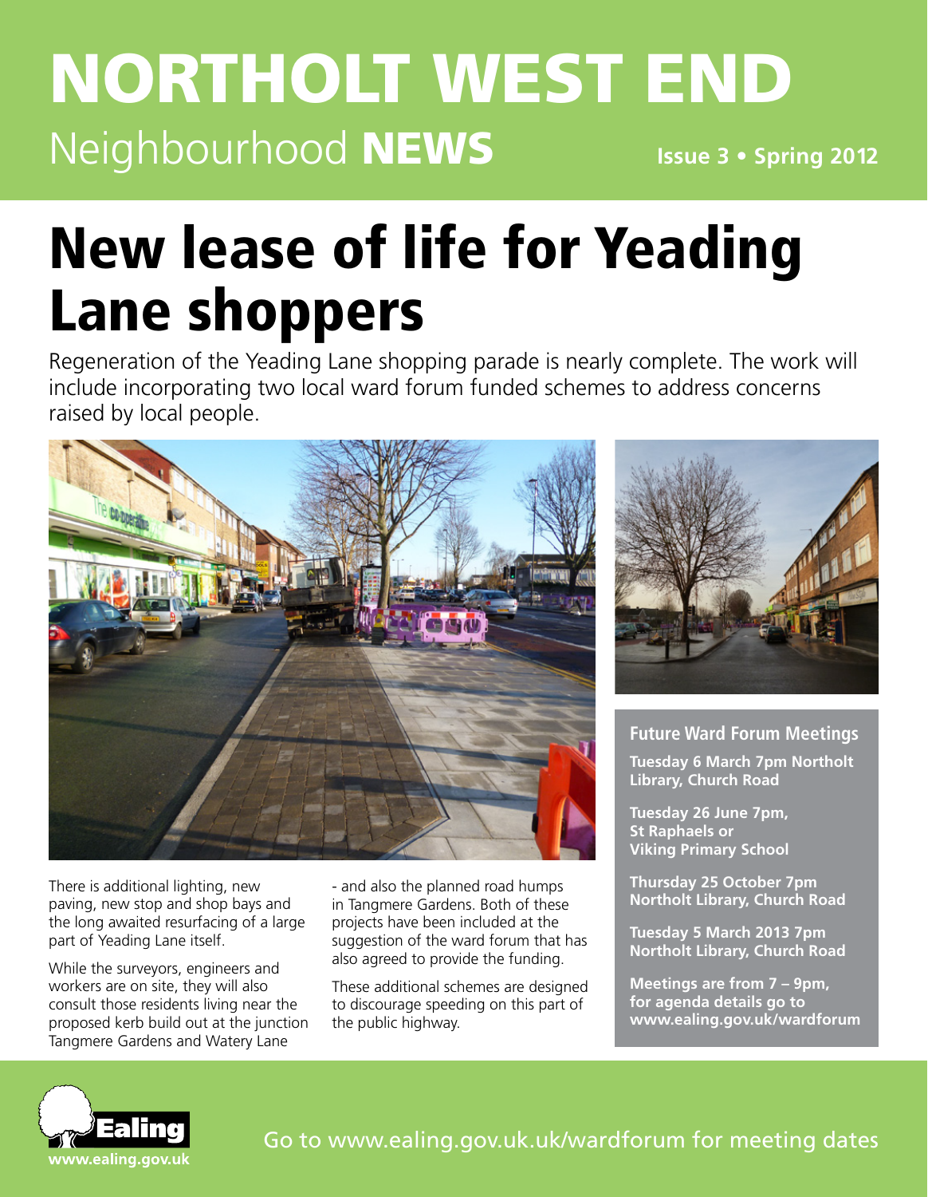# NORTHOLT WEST END

Neighbourhood **NEWS** **Issue 3 • Spring 2012**

# New lease of life for Yeading Lane shoppers

Regeneration of the Yeading Lane shopping parade is nearly complete. The work will include incorporating two local ward forum funded schemes to address concerns raised by local people.

There is additional lighting, new paving, new stop and shop bays and the long awaited resurfacing of a large part of Yeading Lane itself.

While the surveyors, engineers and workers are on site, they will also consult those residents living near the proposed kerb build out at the junction Tangmere Gardens and Watery Lane - and also the planned road humps in Tangmere Gardens. Both of these projects have been included at the suggestion of the ward forum that has also agreed to provide the funding.

These additional schemes are designed to discourage speeding on this part of the public highway.

## Future Ward Forum Meetings

**Tuesday 6 March 7pm Northolt Library, Church Road**

**Tuesday 26 June 7pm, St Raphaels or Viking Primary School**

**Thursday 25 October 7pm Northolt Library, Church Road**

**Tuesday 5 March 2013 7pm Northolt Library, Church Road**

**Meetings are from 7 – 9pm, for agenda details go to www.ealing.gov.uk/wardforum**

Ealing
www.ealing.gov.uk

Go to www.ealing.gov.uk.uk/wardforum for meeting dates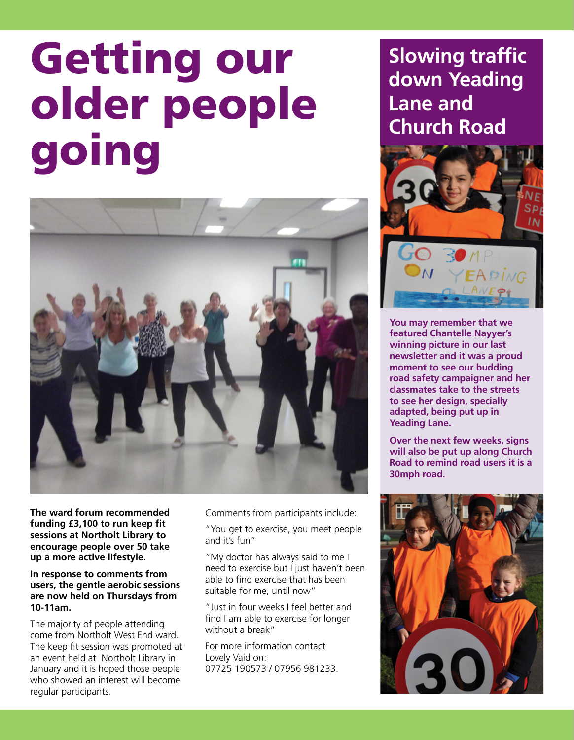# Getting our older people going

**The ward forum recommended funding £3,100 to run keep fit sessions at Northolt Library to encourage people over 50 take up a more active lifestyle.**

**In response to comments from users, the gentle aerobic sessions are now held on Thursdays from 10-11am.**

The majority of people attending come from Northolt West End ward. The keep fit session was promoted at an event held at Northolt Library in January and it is hoped those people who showed an interest will become regular participants.

Comments from participants include:

"You get to exercise, you meet people and it's fun"

"My doctor has always said to me I need to exercise but I just haven't been able to find exercise that has been suitable for me, until now"

"Just in four weeks I feel better and find I am able to exercise for longer without a break"

For more information contact Lovely Vaid on:
07725 190573 / 07956 981233.

## Slowing traffic down Yeading Lane and Church Road

**You may remember that we featured Chantelle Nayyer's winning picture in our last newsletter and it was a proud moment to see our budding road safety campaigner and her classmates take to the streets to see her design, specially adapted, being put up in Yeading Lane.**

**Over the next few weeks, signs will also be put up along Church Road to remind road users it is a 30mph road.**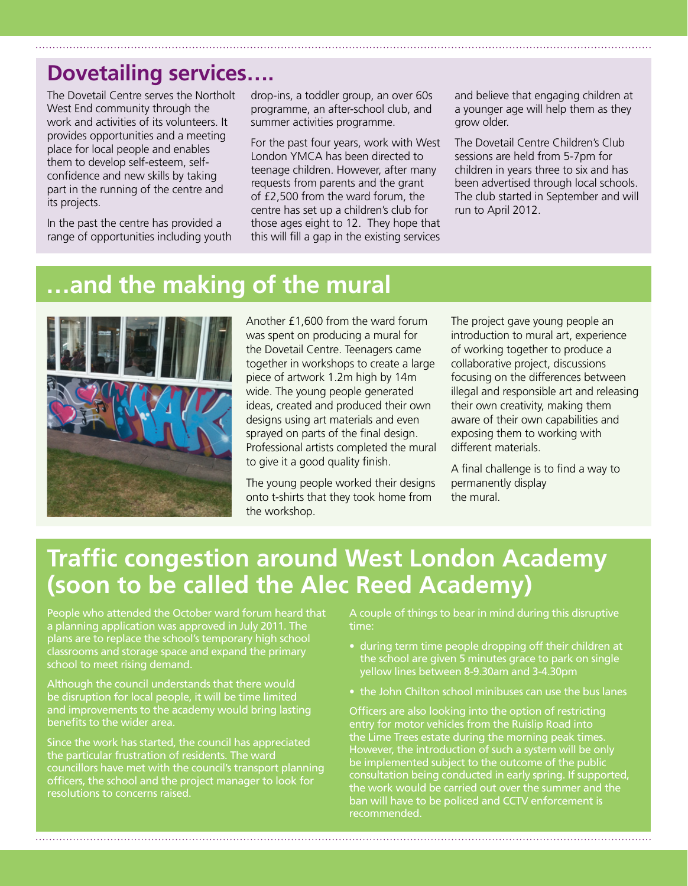## Dovetailing services….

The Dovetail Centre serves the Northolt West End community through the work and activities of its volunteers. It provides opportunities and a meeting place for local people and enables them to develop self-esteem, self-confidence and new skills by taking part in the running of the centre and its projects.

In the past the centre has provided a range of opportunities including youth drop-ins, a toddler group, an over 60s programme, an after-school club, and summer activities programme.

For the past four years, work with West London YMCA has been directed to teenage children. However, after many requests from parents and the grant of £2,500 from the ward forum, the centre has set up a children's club for those ages eight to 12. They hope that this will fill a gap in the existing services and believe that engaging children at a younger age will help them as they grow older.

The Dovetail Centre Children's Club sessions are held from 5-7pm for children in years three to six and has been advertised through local schools. The club started in September and will run to April 2012.

## …and the making of the mural

Another £1,600 from the ward forum was spent on producing a mural for the Dovetail Centre. Teenagers came together in workshops to create a large piece of artwork 1.2m high by 14m wide. The young people generated ideas, created and produced their own designs using art materials and even sprayed on parts of the final design. Professional artists completed the mural to give it a good quality finish.

The young people worked their designs onto t-shirts that they took home from the workshop.

The project gave young people an introduction to mural art, experience of working together to produce a collaborative project, discussions focusing on the differences between illegal and responsible art and releasing their own creativity, making them aware of their own capabilities and exposing them to working with different materials.

A final challenge is to find a way to permanently display the mural.

## Traffic congestion around West London Academy (soon to be called the Alec Reed Academy)

People who attended the October ward forum heard that a planning application was approved in July 2011. The plans are to replace the school's temporary high school classrooms and storage space and expand the primary school to meet rising demand.

Although the council understands that there would be disruption for local people, it will be time limited and improvements to the academy would bring lasting benefits to the wider area.

Since the work has started, the council has appreciated the particular frustration of residents. The ward councillors have met with the council's transport planning officers, the school and the project manager to look for resolutions to concerns raised.

A couple of things to bear in mind during this disruptive time:

- during term time people dropping off their children at the school are given 5 minutes grace to park on single yellow lines between 8-9.30am and 3-4.30pm
- the John Chilton school minibuses can use the bus lanes

Officers are also looking into the option of restricting entry for motor vehicles from the Ruislip Road into the Lime Trees estate during the morning peak times. However, the introduction of such a system will be only be implemented subject to the outcome of the public consultation being conducted in early spring. If supported, the work would be carried out over the summer and the ban will have to be policed and CCTV enforcement is recommended.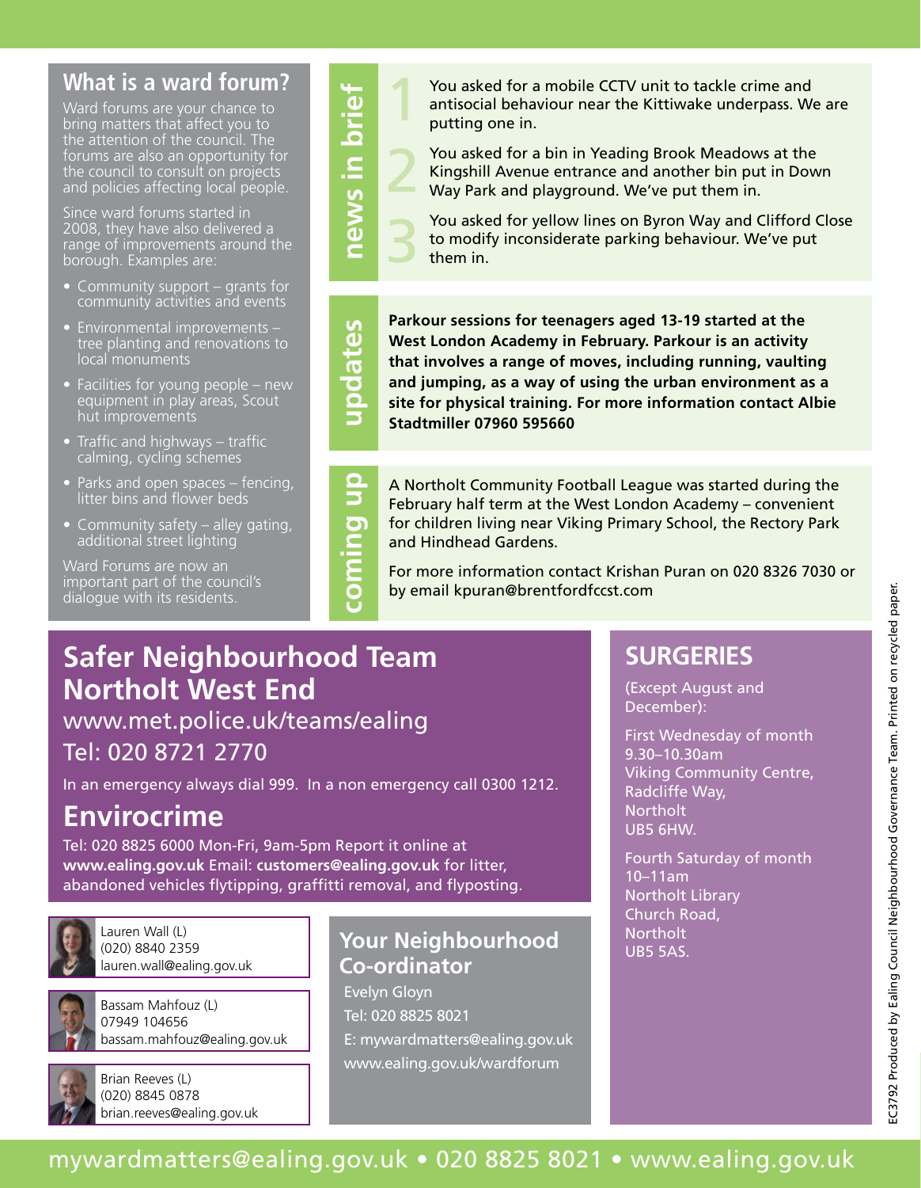## What is a ward forum?

Ward forums are your chance to bring matters that affect you to the attention of the council. The forums are also an opportunity for the council to consult on projects and policies affecting local people.

Since ward forums started in 2008, they have also delivered a range of improvements around the borough. Examples are:

- Community support – grants for community activities and events
- Environmental improvements – tree planting and renovations to local monuments
- Facilities for young people – new equipment in play areas, Scout hut improvements
- Traffic and highways – traffic calming, cycling schemes
- Parks and open spaces – fencing, litter bins and flower beds
- Community safety – alley gating, additional street lighting

Ward Forums are now an important part of the council's dialogue with its residents.

## news in brief

1. You asked for a mobile CCTV unit to tackle crime and antisocial behaviour near the Kittiwake underpass. We are putting one in.
2. You asked for a bin in Yeading Brook Meadows at the Kingshill Avenue entrance and another bin put in Down Way Park and playground. We've put them in.
3. You asked for yellow lines on Byron Way and Clifford Close to modify inconsiderate parking behaviour. We've put them in.

## updates

**Parkour sessions for teenagers aged 13-19 started at the West London Academy in February. Parkour is an activity that involves a range of moves, including running, vaulting and jumping, as a way of using the urban environment as a site for physical training. For more information contact Albie Stadtmiller 07960 595660**

## coming up

A Northolt Community Football League was started during the February half term at the West London Academy – convenient for children living near Viking Primary School, the Rectory Park and Hindhead Gardens.

For more information contact Krishan Puran on 020 8326 7030 or by email kpuran@brentfordfccst.com

## Safer Neighbourhood Team Northolt West End

www.met.police.uk/teams/ealing

Tel: 020 8721 2770

In an emergency always dial 999. In a non emergency call 0300 1212.

## Envirocrime

Tel: 020 8825 6000 Mon-Fri, 9am-5pm Report it online at **www.ealing.gov.uk** Email: **customers@ealing.gov.uk** for litter, abandoned vehicles flytipping, graffitti removal, and flyposting.

## SURGERIES

(Except August and December):

First Wednesday of month
9.30–10.30am
Viking Community Centre,
Radcliffe Way,
Northolt
UB5 6HW.

Fourth Saturday of month
10–11am
Northolt Library
Church Road,
Northolt
UB5 5AS.

Lauren Wall (L)
(020) 8840 2359
lauren.wall@ealing.gov.uk

Bassam Mahfouz (L)
07949 104656
bassam.mahfouz@ealing.gov.uk

Brian Reeves (L)
(020) 8845 0878
brian.reeves@ealing.gov.uk

## Your Neighbourhood Co-ordinator

Evelyn Gloyn
Tel: 020 8825 8021
E: mywardmatters@ealing.gov.uk
www.ealing.gov.uk/wardforum

EC3792 Produced by Ealing Council Neighbourhood Governance Team. Printed on recycled paper.

mywardmatters@ealing.gov.uk • 020 8825 8021 • www.ealing.gov.uk